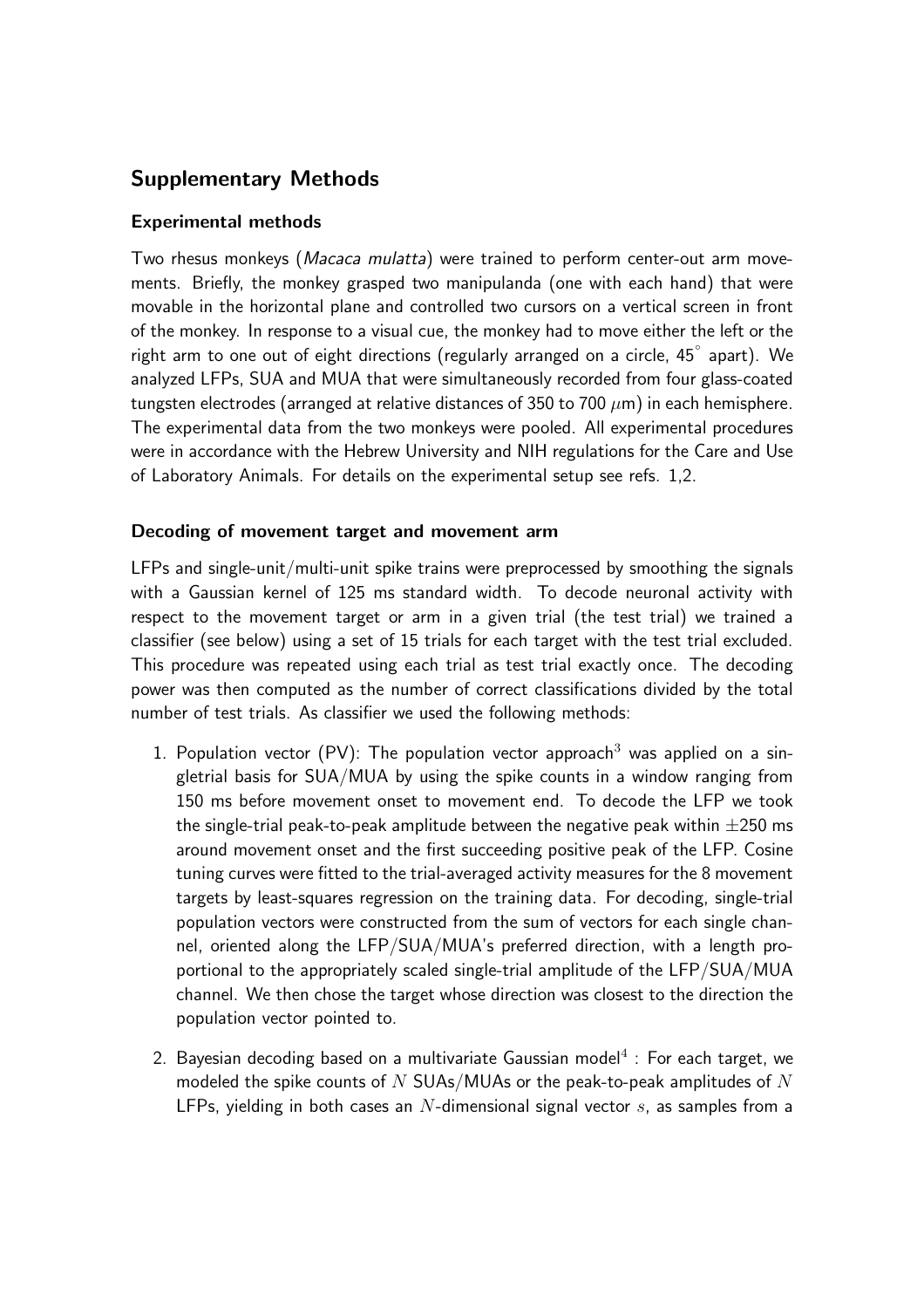## Supplementary Methods

### Experimental methods

Two rhesus monkeys (*Macaca mulatta*) were trained to perform center-out arm movements. Briefly, the monkey grasped two manipulanda (one with each hand) that were movable in the horizontal plane and controlled two cursors on a vertical screen in front of the monkey. In response to a visual cue, the monkey had to move either the left or the right arm to one out of eight directions (regularly arranged on a circle, $45^{\circ}$ apart). We analyzed LFPs, SUA and MUA that were simultaneously recorded from four glass-coated tungsten electrodes (arranged at relative distances of 350 to 700 $\mu$m) in each hemisphere. The experimental data from the two monkeys were pooled. All experimental procedures were in accordance with the Hebrew University and NIH regulations for the Care and Use of Laboratory Animals. For details on the experimental setup see refs. 1,2.

### Decoding of movement target and movement arm

LFPs and single-unit/multi-unit spike trains were preprocessed by smoothing the signals with a Gaussian kernel of 125 ms standard width. To decode neuronal activity with respect to the movement target or arm in a given trial (the test trial) we trained a classifier (see below) using a set of 15 trials for each target with the test trial excluded. This procedure was repeated using each trial as test trial exactly once. The decoding power was then computed as the number of correct classifications divided by the total number of test trials. As classifier we used the following methods:

1. Population vector (PV): The population vector approach[3] was applied on a singletrial basis for SUA/MUA by using the spike counts in a window ranging from 150 ms before movement onset to movement end. To decode the LFP we took the single-trial peak-to-peak amplitude between the negative peak within $\pm 250$ ms around movement onset and the first succeeding positive peak of the LFP. Cosine tuning curves were fitted to the trial-averaged activity measures for the 8 movement targets by least-squares regression on the training data. For decoding, single-trial population vectors were constructed from the sum of vectors for each single channel, oriented along the LFP/SUA/MUA's preferred direction, with a length proportional to the appropriately scaled single-trial amplitude of the LFP/SUA/MUA channel. We then chose the target whose direction was closest to the direction the population vector pointed to.

2. Bayesian decoding based on a multivariate Gaussian model[4] : For each target, we modeled the spike counts of $N$ SUAs/MUAs or the peak-to-peak amplitudes of $N$ LFPs, yielding in both cases an $N$-dimensional signal vector $s$, as samples from a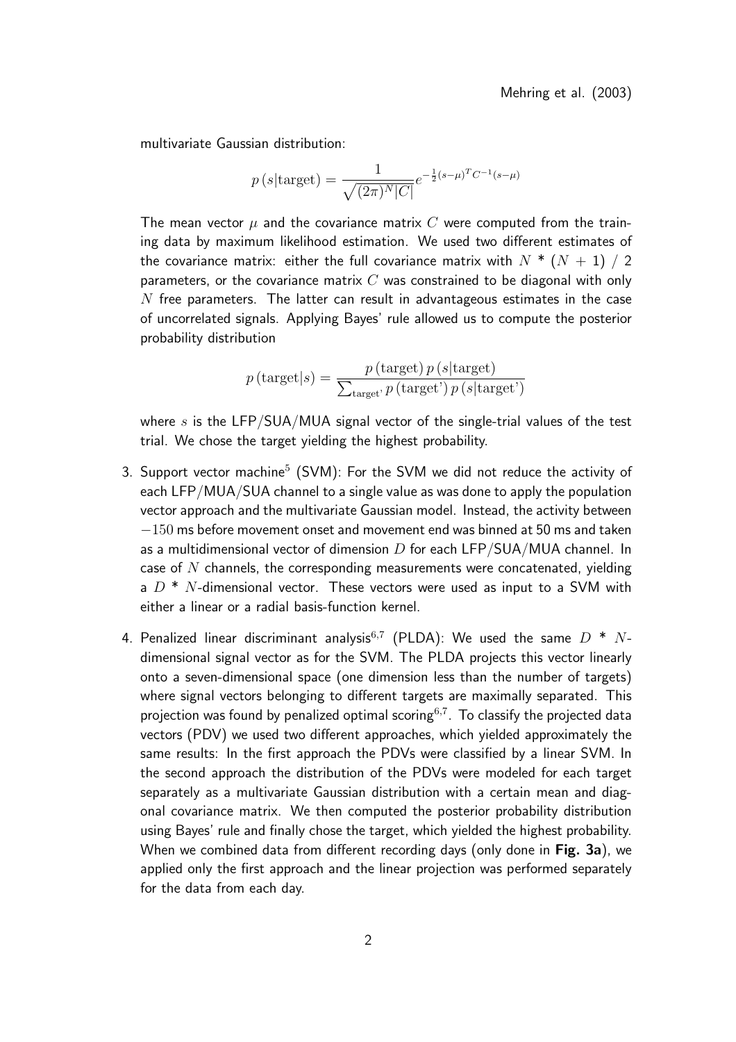multivariate Gaussian distribution:

$$p\left(s|\text{target}\right) = \frac{1}{\sqrt{(2\pi)^N |C|}} e^{-\frac{1}{2}(s-\mu)^T C^{-1}(s-\mu)}$$

The mean vector $\mu$ and the covariance matrix $C$ were computed from the training data by maximum likelihood estimation. We used two different estimates of the covariance matrix: either the full covariance matrix with $N$ * $(N + 1)$ / 2 parameters, or the covariance matrix $C$ was constrained to be diagonal with only $N$ free parameters. The latter can result in advantageous estimates in the case of uncorrelated signals. Applying Bayes' rule allowed us to compute the posterior probability distribution

$$p\left(\text{target}|s\right) = \frac{p\left(\text{target}\right) p\left(s|\text{target}\right)}{\sum_{\text{target'}} p\left(\text{target'}\right) p\left(s|\text{target'}\right)}$$

where $s$ is the LFP/SUA/MUA signal vector of the single-trial values of the test trial. We chose the target yielding the highest probability.

3. Support vector machine[5] (SVM): For the SVM we did not reduce the activity of each LFP/MUA/SUA channel to a single value as was done to apply the population vector approach and the multivariate Gaussian model. Instead, the activity between $-150$ ms before movement onset and movement end was binned at 50 ms and taken as a multidimensional vector of dimension $D$ for each LFP/SUA/MUA channel. In case of $N$ channels, the corresponding measurements were concatenated, yielding a $D$ * $N$-dimensional vector. These vectors were used as input to a SVM with either a linear or a radial basis-function kernel.

4. Penalized linear discriminant analysis[6,7] (PLDA): We used the same $D$ * $N$-dimensional signal vector as for the SVM. The PLDA projects this vector linearly onto a seven-dimensional space (one dimension less than the number of targets) where signal vectors belonging to different targets are maximally separated. This projection was found by penalized optimal scoring[6,7]. To classify the projected data vectors (PDV) we used two different approaches, which yielded approximately the same results: In the first approach the PDVs were classified by a linear SVM. In the second approach the distribution of the PDVs were modeled for each target separately as a multivariate Gaussian distribution with a certain mean and diagonal covariance matrix. We then computed the posterior probability distribution using Bayes' rule and finally chose the target, which yielded the highest probability. When we combined data from different recording days (only done in **Fig. 3a**), we applied only the first approach and the linear projection was performed separately for the data from each day.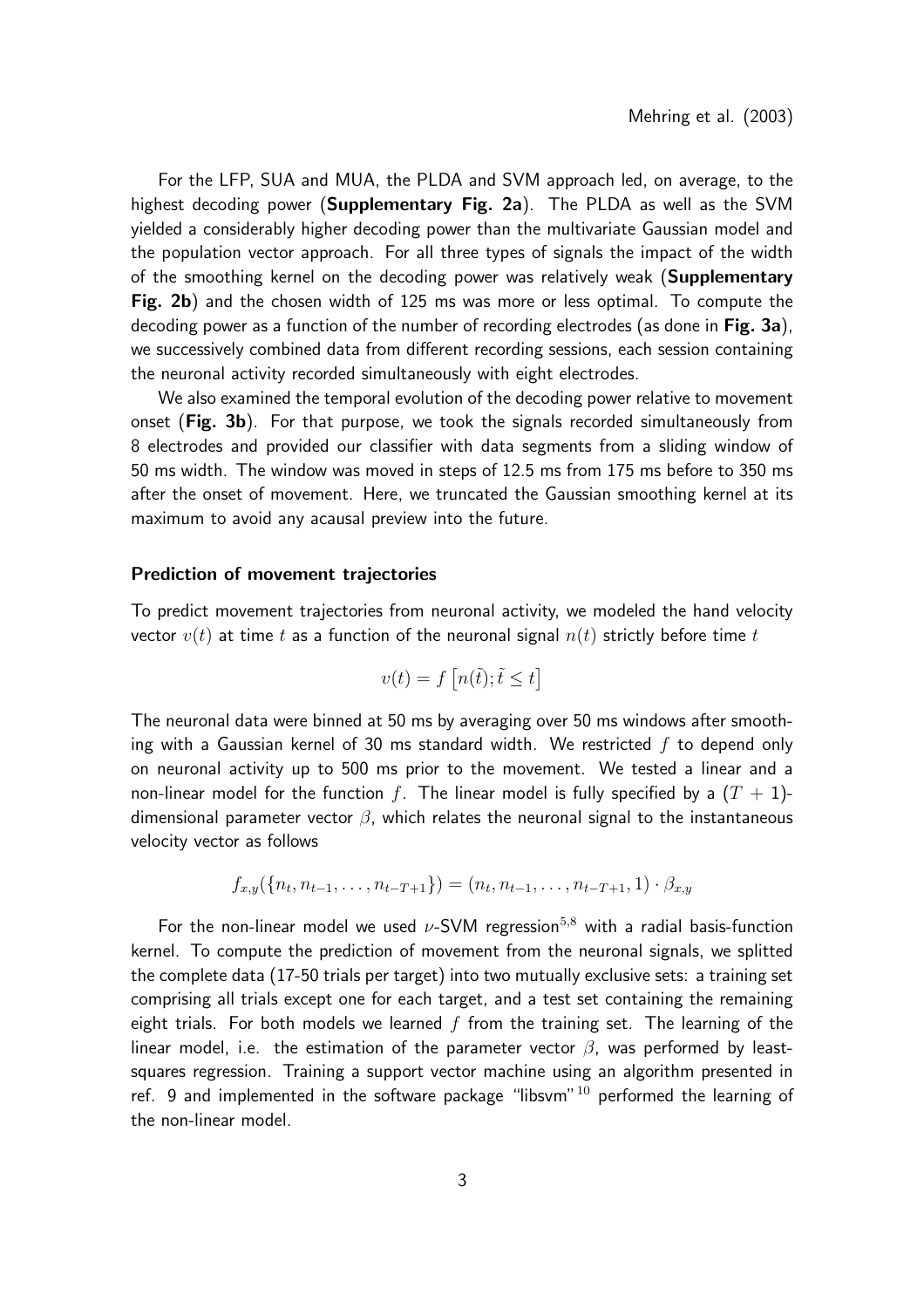For the LFP, SUA and MUA, the PLDA and SVM approach led, on average, to the highest decoding power (**Supplementary Fig. 2a**). The PLDA as well as the SVM yielded a considerably higher decoding power than the multivariate Gaussian model and the population vector approach. For all three types of signals the impact of the width of the smoothing kernel on the decoding power was relatively weak (**Supplementary Fig. 2b**) and the chosen width of 125 ms was more or less optimal. To compute the decoding power as a function of the number of recording electrodes (as done in **Fig. 3a**), we successively combined data from different recording sessions, each session containing the neuronal activity recorded simultaneously with eight electrodes.

We also examined the temporal evolution of the decoding power relative to movement onset (**Fig. 3b**). For that purpose, we took the signals recorded simultaneously from 8 electrodes and provided our classifier with data segments from a sliding window of 50 ms width. The window was moved in steps of 12.5 ms from 175 ms before to 350 ms after the onset of movement. Here, we truncated the Gaussian smoothing kernel at its maximum to avoid any acausal preview into the future.

### Prediction of movement trajectories

To predict movement trajectories from neuronal activity, we modeled the hand velocity vector $v(t)$ at time $t$ as a function of the neuronal signal $n(t)$ strictly before time $t$

$$v(t) = f\left[n(\tilde{t}); \tilde{t} \leq t\right]$$

The neuronal data were binned at 50 ms by averaging over 50 ms windows after smoothing with a Gaussian kernel of 30 ms standard width. We restricted $f$ to depend only on neuronal activity up to 500 ms prior to the movement. We tested a linear and a non-linear model for the function $f$. The linear model is fully specified by a $(T+1)$-dimensional parameter vector $\beta$, which relates the neuronal signal to the instantaneous velocity vector as follows

$$f_{x,y}(\{n_t, n_{t-1}, \ldots, n_{t-T+1}\}) = (n_t, n_{t-1}, \ldots, n_{t-T+1}, 1) \cdot \beta_{x,y}$$

For the non-linear model we used $\nu$-SVM regression[5,8] with a radial basis-function kernel. To compute the prediction of movement from the neuronal signals, we splitted the complete data (17-50 trials per target) into two mutually exclusive sets: a training set comprising all trials except one for each target, and a test set containing the remaining eight trials. For both models we learned $f$ from the training set. The learning of the linear model, i.e. the estimation of the parameter vector $\beta$, was performed by least-squares regression. Training a support vector machine using an algorithm presented in ref. 9 and implemented in the software package "libsvm"[10] performed the learning of the non-linear model.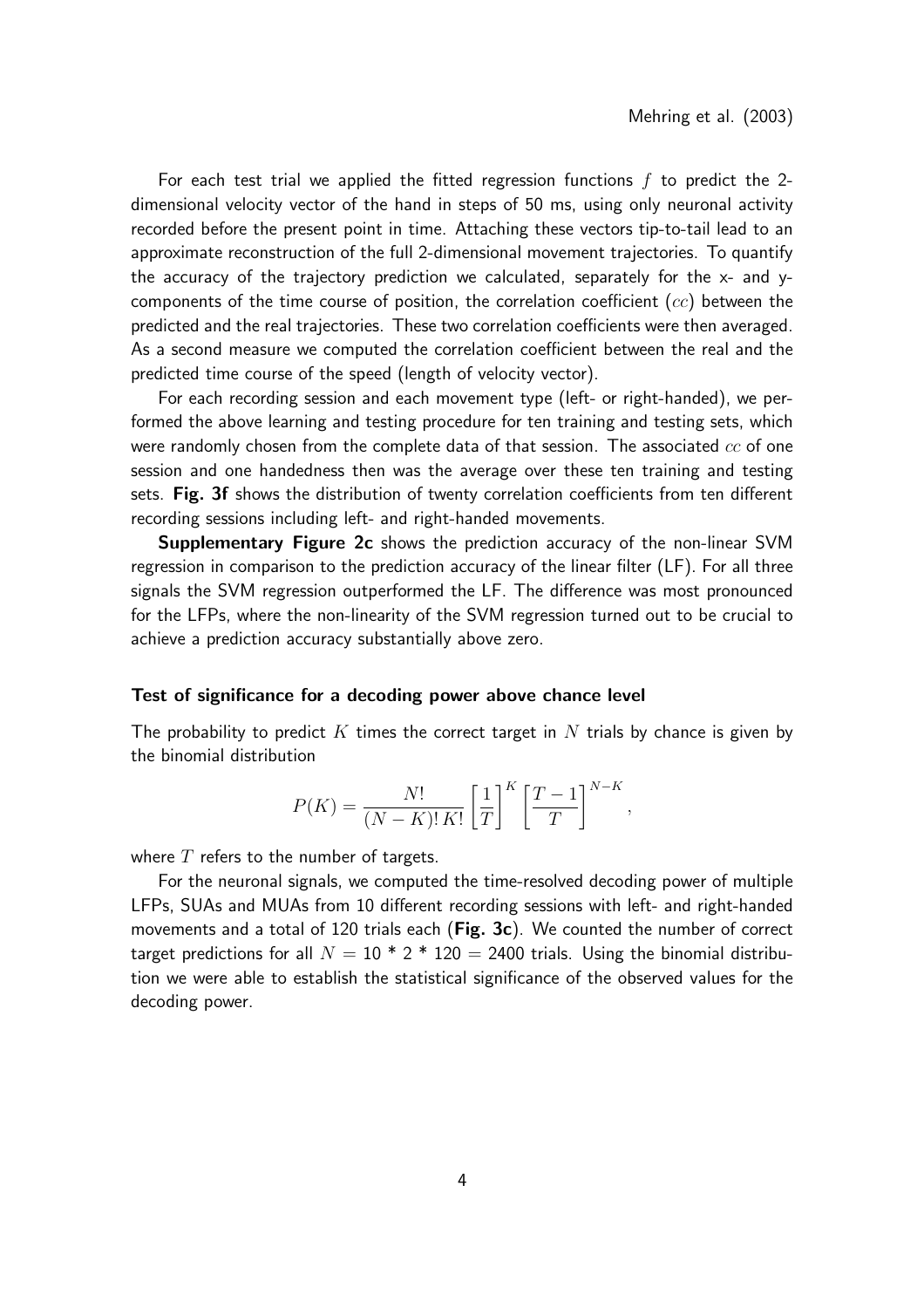For each test trial we applied the fitted regression functions $f$ to predict the 2-dimensional velocity vector of the hand in steps of 50 ms, using only neuronal activity recorded before the present point in time. Attaching these vectors tip-to-tail lead to an approximate reconstruction of the full 2-dimensional movement trajectories. To quantify the accuracy of the trajectory prediction we calculated, separately for the x- and y-components of the time course of position, the correlation coefficient ($cc$) between the predicted and the real trajectories. These two correlation coefficients were then averaged. As a second measure we computed the correlation coefficient between the real and the predicted time course of the speed (length of velocity vector).

For each recording session and each movement type (left- or right-handed), we performed the above learning and testing procedure for ten training and testing sets, which were randomly chosen from the complete data of that session. The associated $cc$ of one session and one handedness then was the average over these ten training and testing sets. **Fig. 3f** shows the distribution of twenty correlation coefficients from ten different recording sessions including left- and right-handed movements.

**Supplementary Figure 2c** shows the prediction accuracy of the non-linear SVM regression in comparison to the prediction accuracy of the linear filter (LF). For all three signals the SVM regression outperformed the LF. The difference was most pronounced for the LFPs, where the non-linearity of the SVM regression turned out to be crucial to achieve a prediction accuracy substantially above zero.

### Test of significance for a decoding power above chance level

The probability to predict $K$ times the correct target in $N$ trials by chance is given by the binomial distribution

$$P(K) = \frac{N!}{(N-K)!\,K!}\left[\frac{1}{T}\right]^{K}\left[\frac{T-1}{T}\right]^{N-K},$$

where $T$ refers to the number of targets.

For the neuronal signals, we computed the time-resolved decoding power of multiple LFPs, SUAs and MUAs from 10 different recording sessions with left- and right-handed movements and a total of 120 trials each (**Fig. 3c**). We counted the number of correct target predictions for all $N = 10 * 2 * 120 = 2400$ trials. Using the binomial distribution we were able to establish the statistical significance of the observed values for the decoding power.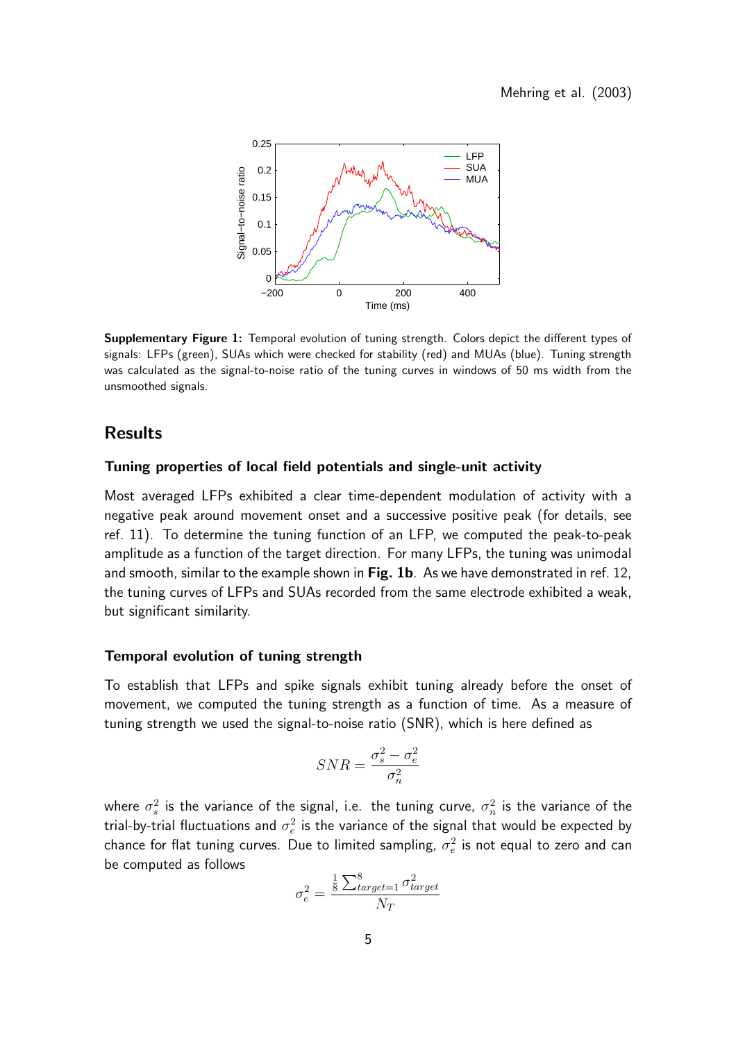**Supplementary Figure 1:** Temporal evolution of tuning strength. Colors depict the different types of signals: LFPs (green), SUAs which were checked for stability (red) and MUAs (blue). Tuning strength was calculated as the signal-to-noise ratio of the tuning curves in windows of 50 ms width from the unsmoothed signals.

## Results

### Tuning properties of local field potentials and single-unit activity

Most averaged LFPs exhibited a clear time-dependent modulation of activity with a negative peak around movement onset and a successive positive peak (for details, see ref. 11). To determine the tuning function of an LFP, we computed the peak-to-peak amplitude as a function of the target direction. For many LFPs, the tuning was unimodal and smooth, similar to the example shown in **Fig. 1b**. As we have demonstrated in ref. 12, the tuning curves of LFPs and SUAs recorded from the same electrode exhibited a weak, but significant similarity.

### Temporal evolution of tuning strength

To establish that LFPs and spike signals exhibit tuning already before the onset of movement, we computed the tuning strength as a function of time. As a measure of tuning strength we used the signal-to-noise ratio (SNR), which is here defined as

$$SNR = \frac{\sigma_s^2 - \sigma_e^2}{\sigma_n^2}$$

where $\sigma_s^2$ is the variance of the signal, i.e. the tuning curve, $\sigma_n^2$ is the variance of the trial-by-trial fluctuations and $\sigma_e^2$ is the variance of the signal that would be expected by chance for flat tuning curves. Due to limited sampling, $\sigma_e^2$ is not equal to zero and can be computed as follows

$$\sigma_e^2 = \frac{\frac{1}{8}\sum_{target=1}^{8} \sigma_{target}^2}{N_T}$$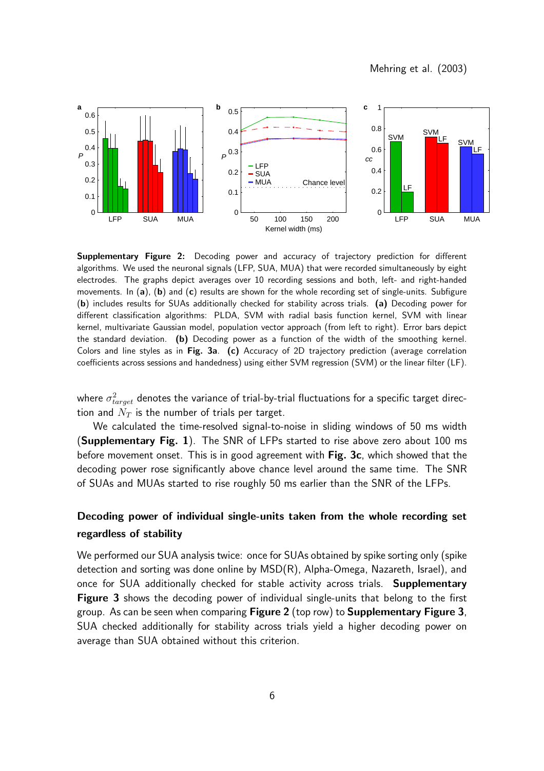**Supplementary Figure 2:** Decoding power and accuracy of trajectory prediction for different algorithms. We used the neuronal signals (LFP, SUA, MUA) that were recorded simultaneously by eight electrodes. The graphs depict averages over 10 recording sessions and both, left- and right-handed movements. In (**a**), (**b**) and (**c**) results are shown for the whole recording set of single-units. Subfigure (**b**) includes results for SUAs additionally checked for stability across trials. **(a)** Decoding power for different classification algorithms: PLDA, SVM with radial basis function kernel, SVM with linear kernel, multivariate Gaussian model, population vector approach (from left to right). Error bars depict the standard deviation. **(b)** Decoding power as a function of the width of the smoothing kernel. Colors and line styles as in **Fig. 3a**. **(c)** Accuracy of 2D trajectory prediction (average correlation coefficients across sessions and handedness) using either SVM regression (SVM) or the linear filter (LF).

where $\sigma^2_{target}$ denotes the variance of trial-by-trial fluctuations for a specific target direction and $N_T$ is the number of trials per target.

We calculated the time-resolved signal-to-noise in sliding windows of 50 ms width (**Supplementary Fig. 1**). The SNR of LFPs started to rise above zero about 100 ms before movement onset. This is in good agreement with **Fig. 3c**, which showed that the decoding power rose significantly above chance level around the same time. The SNR of SUAs and MUAs started to rise roughly 50 ms earlier than the SNR of the LFPs.

## Decoding power of individual single-units taken from the whole recording set regardless of stability

We performed our SUA analysis twice: once for SUAs obtained by spike sorting only (spike detection and sorting was done online by MSD(R), Alpha-Omega, Nazareth, Israel), and once for SUA additionally checked for stable activity across trials. **Supplementary Figure 3** shows the decoding power of individual single-units that belong to the first group. As can be seen when comparing **Figure 2** (top row) to **Supplementary Figure 3**, SUA checked additionally for stability across trials yield a higher decoding power on average than SUA obtained without this criterion.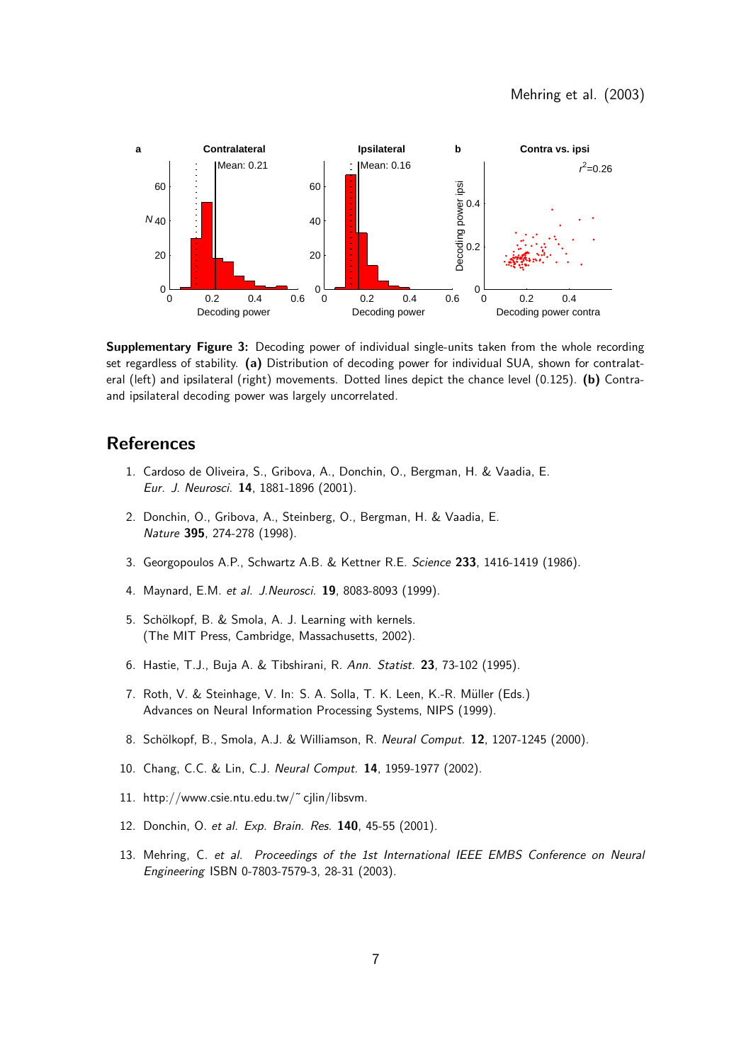a

Contralateral

Mean: 0.21

N

0
20
40
60

0
0.2
0.4
0.6

Decoding power

Ipsilateral

Mean: 0.16

0
20
40
60

0
0.2
0.4
0.6

Decoding power

b

Contra vs. ipsi

$r^2$=0.26

Decoding power ipsi

0
0.2
0.4

0
0.2
0.4

Decoding power contra

**Supplementary Figure 3:** Decoding power of individual single-units taken from the whole recording set regardless of stability. **(a)** Distribution of decoding power for individual SUA, shown for contralateral (left) and ipsilateral (right) movements. Dotted lines depict the chance level (0.125). **(b)** Contra- and ipsilateral decoding power was largely uncorrelated.

## References

1. Cardoso de Oliveira, S., Gribova, A., Donchin, O., Bergman, H. & Vaadia, E. *Eur. J. Neurosci.* **14**, 1881-1896 (2001).

2. Donchin, O., Gribova, A., Steinberg, O., Bergman, H. & Vaadia, E. *Nature* **395**, 274-278 (1998).

3. Georgopoulos A.P., Schwartz A.B. & Kettner R.E. *Science* **233**, 1416-1419 (1986).

4. Maynard, E.M. *et al.* *J.Neurosci.* **19**, 8083-8093 (1999).

5. Schölkopf, B. & Smola, A. J. Learning with kernels. (The MIT Press, Cambridge, Massachusetts, 2002).

6. Hastie, T.J., Buja A. & Tibshirani, R. *Ann. Statist.* **23**, 73-102 (1995).

7. Roth, V. & Steinhage, V. In: S. A. Solla, T. K. Leen, K.-R. Müller (Eds.) Advances on Neural Information Processing Systems, NIPS (1999).

8. Schölkopf, B., Smola, A.J. & Williamson, R. *Neural Comput.* **12**, 1207-1245 (2000).

10. Chang, C.C. & Lin, C.J. *Neural Comput.* **14**, 1959-1977 (2002).

11. http://www.csie.ntu.edu.tw/˜cjlin/libsvm.

12. Donchin, O. *et al.* *Exp. Brain. Res.* **140**, 45-55 (2001).

13. Mehring, C. *et al.* *Proceedings of the 1st International IEEE EMBS Conference on Neural Engineering* ISBN 0-7803-7579-3, 28-31 (2003).